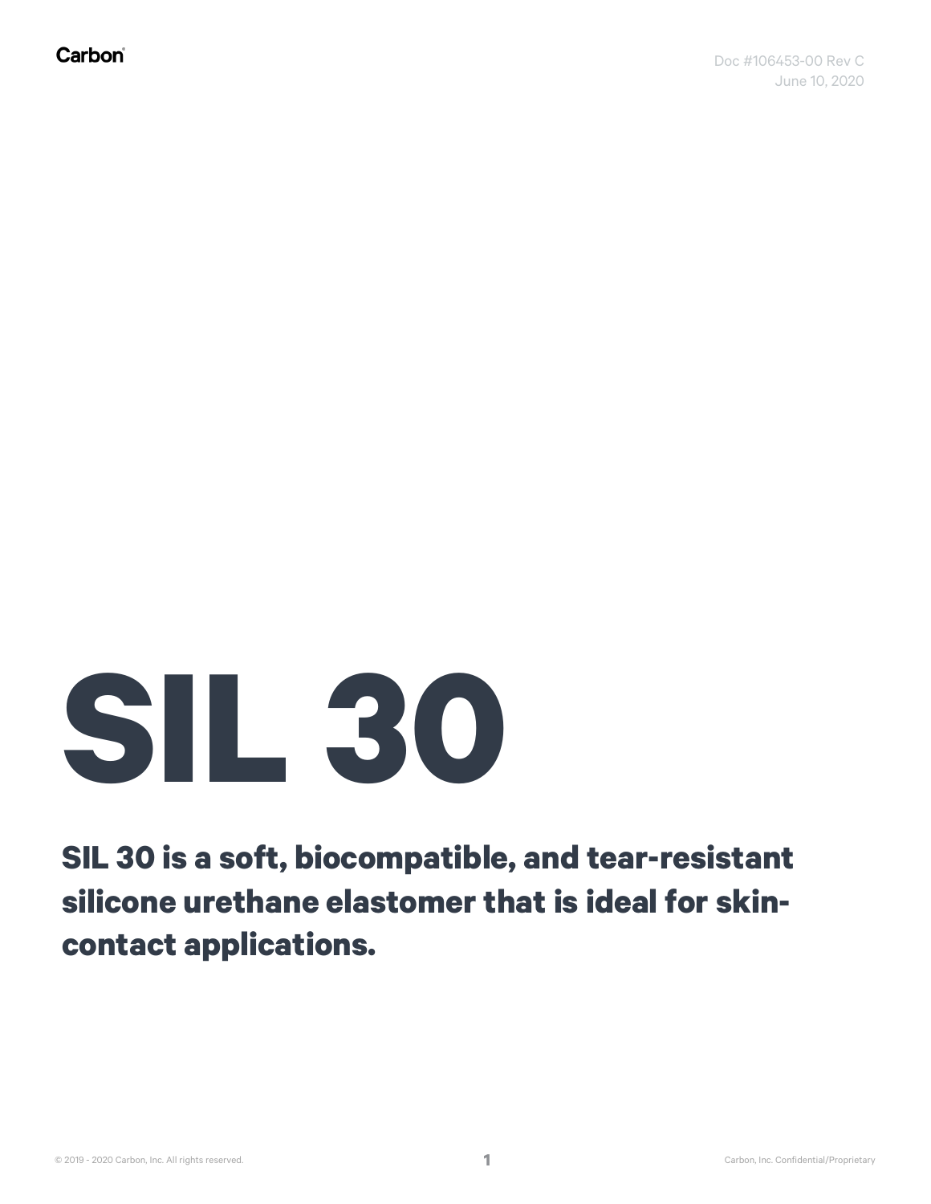Carbon

Doc #106453-00 Rev C
June 10, 2020

# SIL 30

**SIL 30 is a soft, biocompatible, and tear-resistant silicone urethane elastomer that is ideal for skin-contact applications.**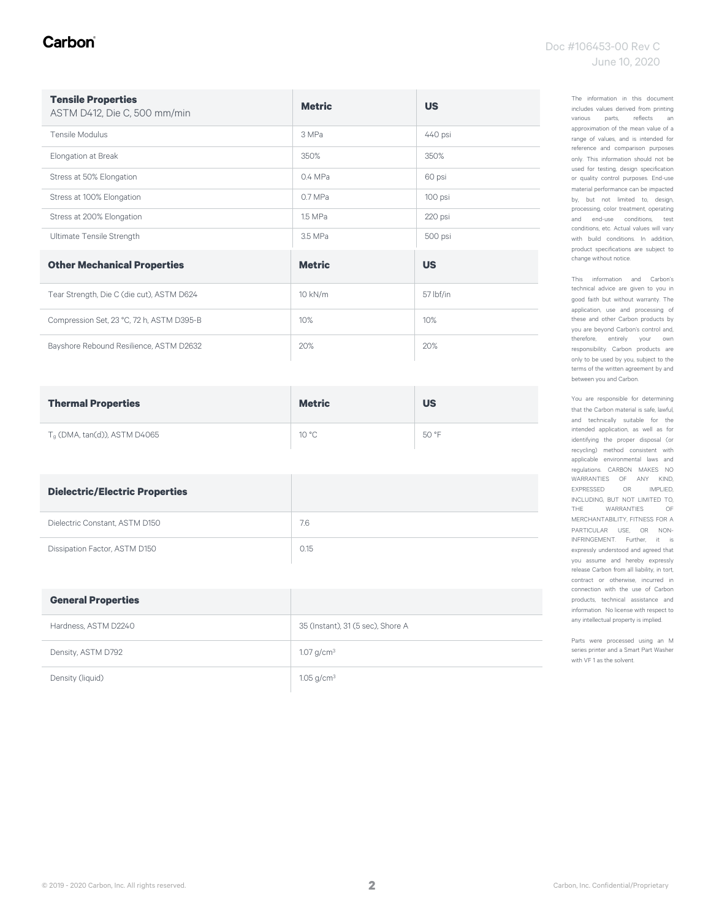| **Tensile Properties** ASTM D412, Die C, 500 mm/min | **Metric** | **US** |
|---|---|---|
| Tensile Modulus | 3 MPa | 440 psi |
| Elongation at Break | 350% | 350% |
| Stress at 50% Elongation | 0.4 MPa | 60 psi |
| Stress at 100% Elongation | 0.7 MPa | 100 psi |
| Stress at 200% Elongation | 1.5 MPa | 220 psi |
| Ultimate Tensile Strength | 3.5 MPa | 500 psi |

| **Other Mechanical Properties** | **Metric** | **US** |
|---|---|---|
| Tear Strength, Die C (die cut), ASTM D624 | 10 kN/m | 57 lbf/in |
| Compression Set, 23 °C, 72 h, ASTM D395-B | 10% | 10% |
| Bayshore Rebound Resilience, ASTM D2632 | 20% | 20% |

| **Thermal Properties** | **Metric** | **US** |
|---|---|---|
| $T_g$ (DMA, tan(d)), ASTM D4065 | 10 °C | 50 °F |

| **Dielectric/Electric Properties** | |
|---|---|
| Dielectric Constant, ASTM D150 | 7.6 |
| Dissipation Factor, ASTM D150 | 0.15 |

| **General Properties** | |
|---|---|
| Hardness, ASTM D2240 | 35 (Instant), 31 (5 sec), Shore A |
| Density, ASTM D792 | 1.07 g/cm³ |
| Density (liquid) | 1.05 g/cm³ |

The information in this document includes values derived from printing various parts, reflects an approximation of the mean value of a range of values, and is intended for reference and comparison purposes only. This information should not be used for testing, design specification or quality control purposes. End-use material performance can be impacted by, but not limited to, design, processing, color treatment, operating and end-use conditions, test conditions, etc. Actual values will vary with build conditions. In addition, product specifications are subject to change without notice.

This information and Carbon's technical advice are given to you in good faith but without warranty. The application, use and processing of these and other Carbon products by you are beyond Carbon's control and, therefore, entirely your own responsibility. Carbon products are only to be used by you, subject to the terms of the written agreement by and between you and Carbon.

You are responsible for determining that the Carbon material is safe, lawful, and technically suitable for the intended application, as well as for identifying the proper disposal (or recycling) method consistent with applicable environmental laws and regulations. CARBON MAKES NO WARRANTIES OF ANY KIND, EXPRESSED OR IMPLIED, INCLUDING, BUT NOT LIMITED TO, THE WARRANTIES OF MERCHANTABILITY, FITNESS FOR A PARTICULAR USE, OR NON-INFRINGEMENT. Further, it is expressly understood and agreed that you assume and hereby expressly release Carbon from all liability, in tort, contract or otherwise, incurred in connection with the use of Carbon products, technical assistance and information. No license with respect to any intellectual property is implied.

Parts were processed using an M series printer and a Smart Part Washer with VF 1 as the solvent.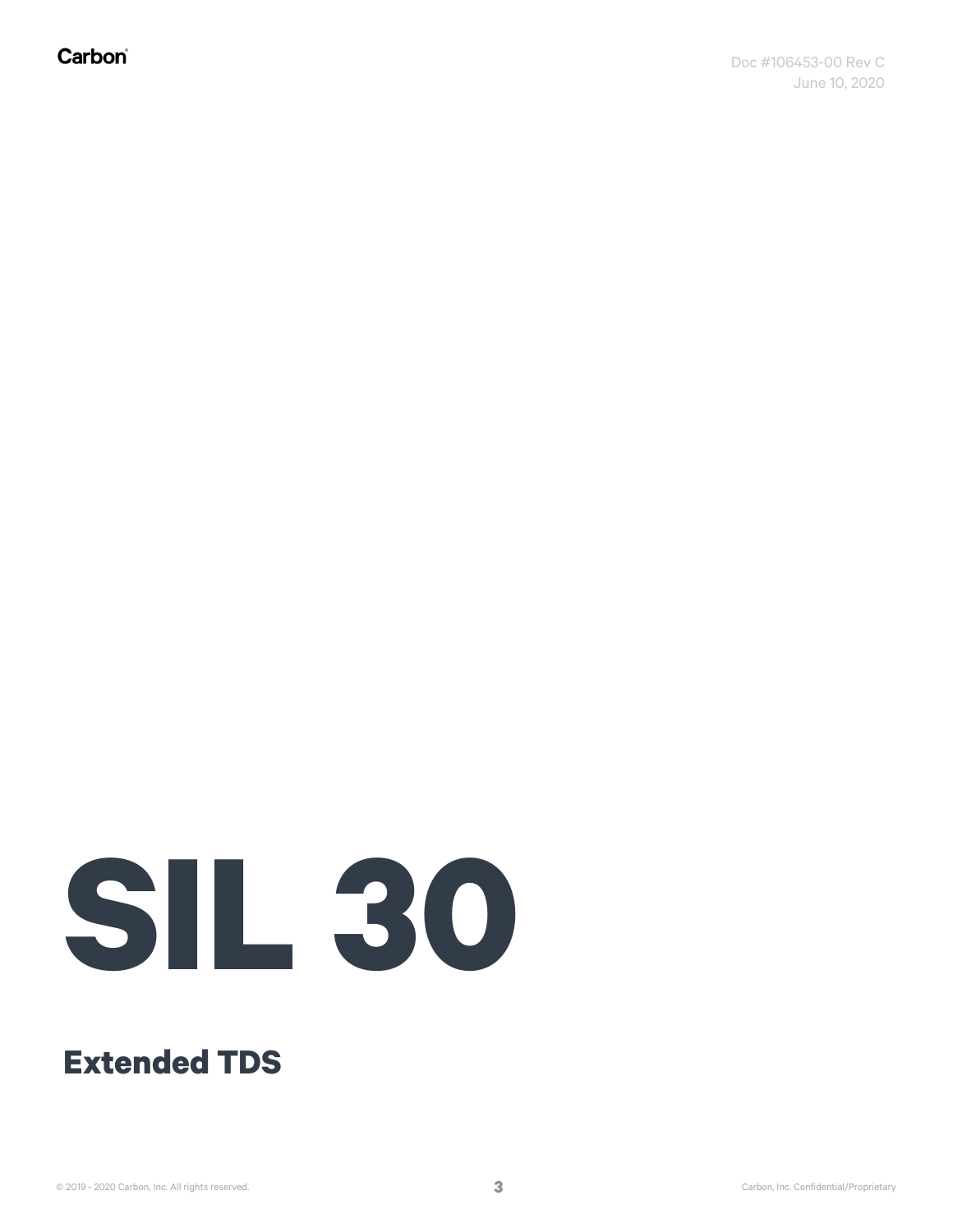# SIL 30

## Extended TDS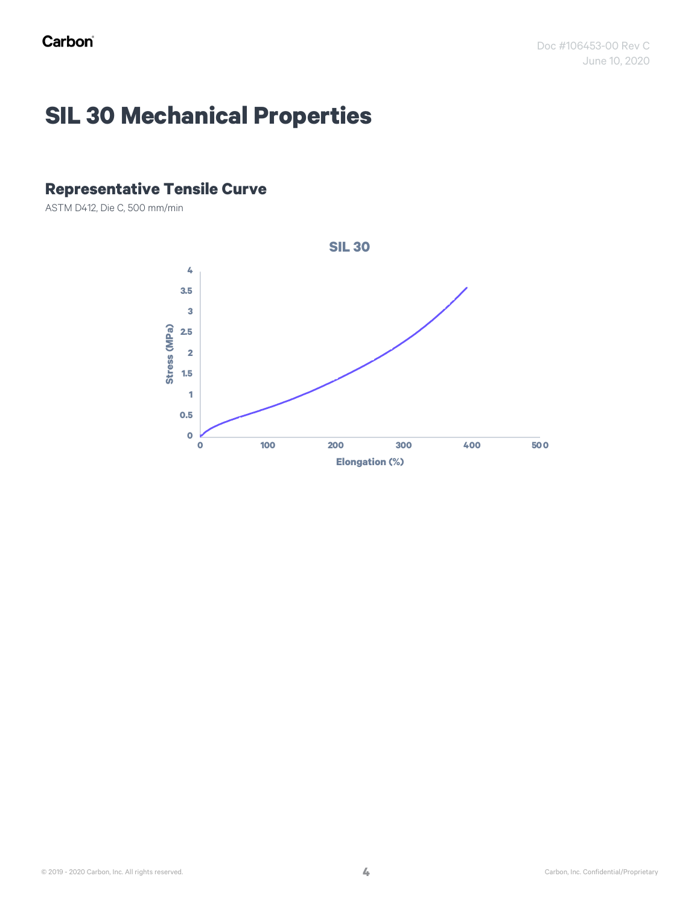# SIL 30 Mechanical Properties

## Representative Tensile Curve

ASTM D412, Die C, 500 mm/min

SIL 30

Stress (MPa)

Elongation (%)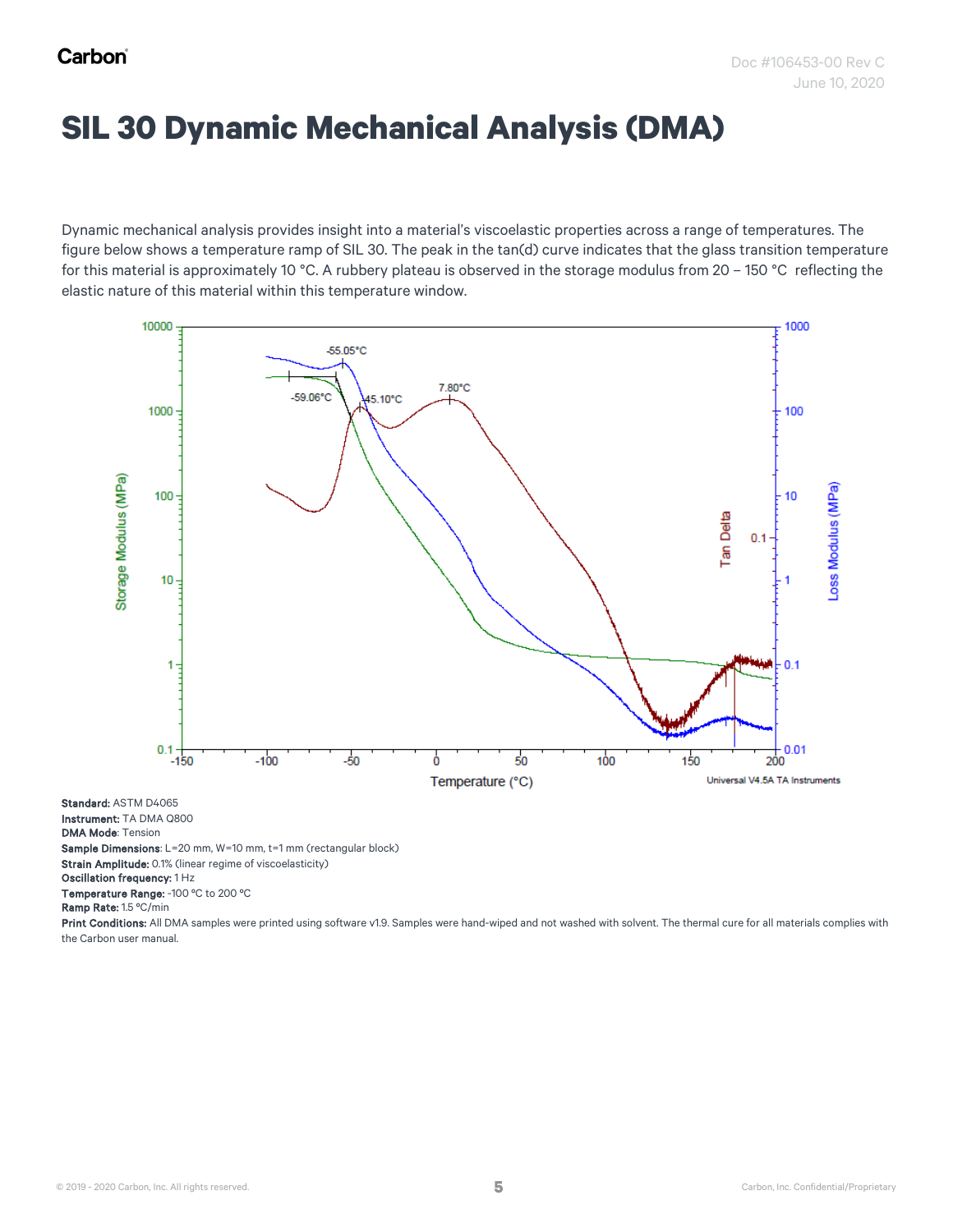# SIL 30 Dynamic Mechanical Analysis (DMA)

Dynamic mechanical analysis provides insight into a material's viscoelastic properties across a range of temperatures. The figure below shows a temperature ramp of SIL 30. The peak in the tan(d) curve indicates that the glass transition temperature for this material is approximately 10 °C. A rubbery plateau is observed in the storage modulus from 20 – 150 °C reflecting the elastic nature of this material within this temperature window.

**Standard:** ASTM D4065
**Instrument:** TA DMA Q800
**DMA Mode**: Tension
**Sample Dimensions**: L=20 mm, W=10 mm, t=1 mm (rectangular block)
**Strain Amplitude:** 0.1% (linear regime of viscoelasticity)
**Oscillation frequency:** 1 Hz
**Temperature Range:** -100 °C to 200 °C
**Ramp Rate:** 1.5 °C/min
**Print Conditions:** All DMA samples were printed using software v1.9. Samples were hand-wiped and not washed with solvent. The thermal cure for all materials complies with the Carbon user manual.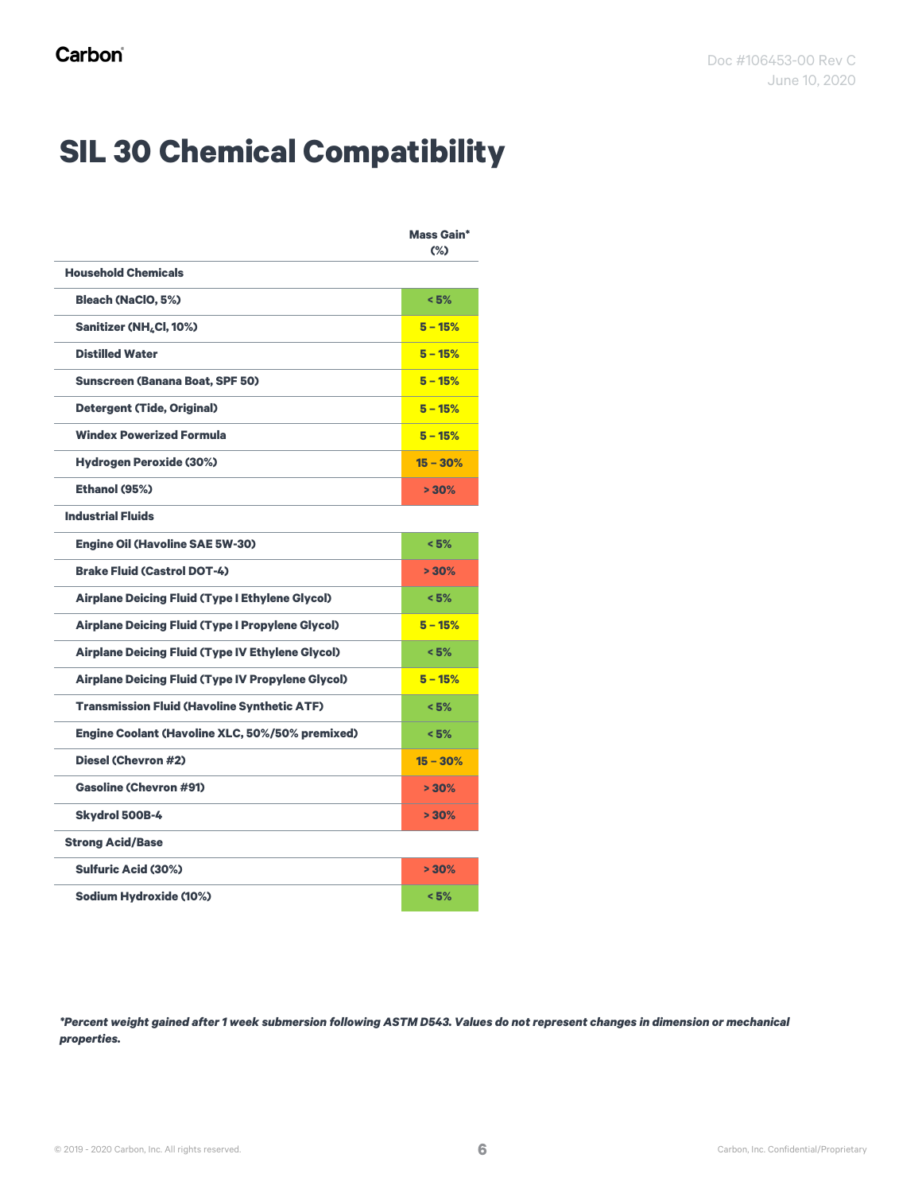# SIL 30 Chemical Compatibility

| | Mass Gain* (%) |
|---|---|
| **Household Chemicals** | |
| Bleach (NaClO, 5%) | < 5% |
| Sanitizer ($NH_4Cl$, 10%) | 5 – 15% |
| Distilled Water | 5 – 15% |
| Sunscreen (Banana Boat, SPF 50) | 5 – 15% |
| Detergent (Tide, Original) | 5 – 15% |
| Windex Powerized Formula | 5 – 15% |
| Hydrogen Peroxide (30%) | 15 – 30% |
| Ethanol (95%) | > 30% |
| **Industrial Fluids** | |
| Engine Oil (Havoline SAE 5W-30) | < 5% |
| Brake Fluid (Castrol DOT-4) | > 30% |
| Airplane Deicing Fluid (Type I Ethylene Glycol) | < 5% |
| Airplane Deicing Fluid (Type I Propylene Glycol) | 5 – 15% |
| Airplane Deicing Fluid (Type IV Ethylene Glycol) | < 5% |
| Airplane Deicing Fluid (Type IV Propylene Glycol) | 5 – 15% |
| Transmission Fluid (Havoline Synthetic ATF) | < 5% |
| Engine Coolant (Havoline XLC, 50%/50% premixed) | < 5% |
| Diesel (Chevron #2) | 15 – 30% |
| Gasoline (Chevron #91) | > 30% |
| Skydrol 500B-4 | > 30% |
| **Strong Acid/Base** | |
| Sulfuric Acid (30%) | > 30% |
| Sodium Hydroxide (10%) | < 5% |

***Percent weight gained after 1 week submersion following ASTM D543. Values do not represent changes in dimension or mechanical properties.***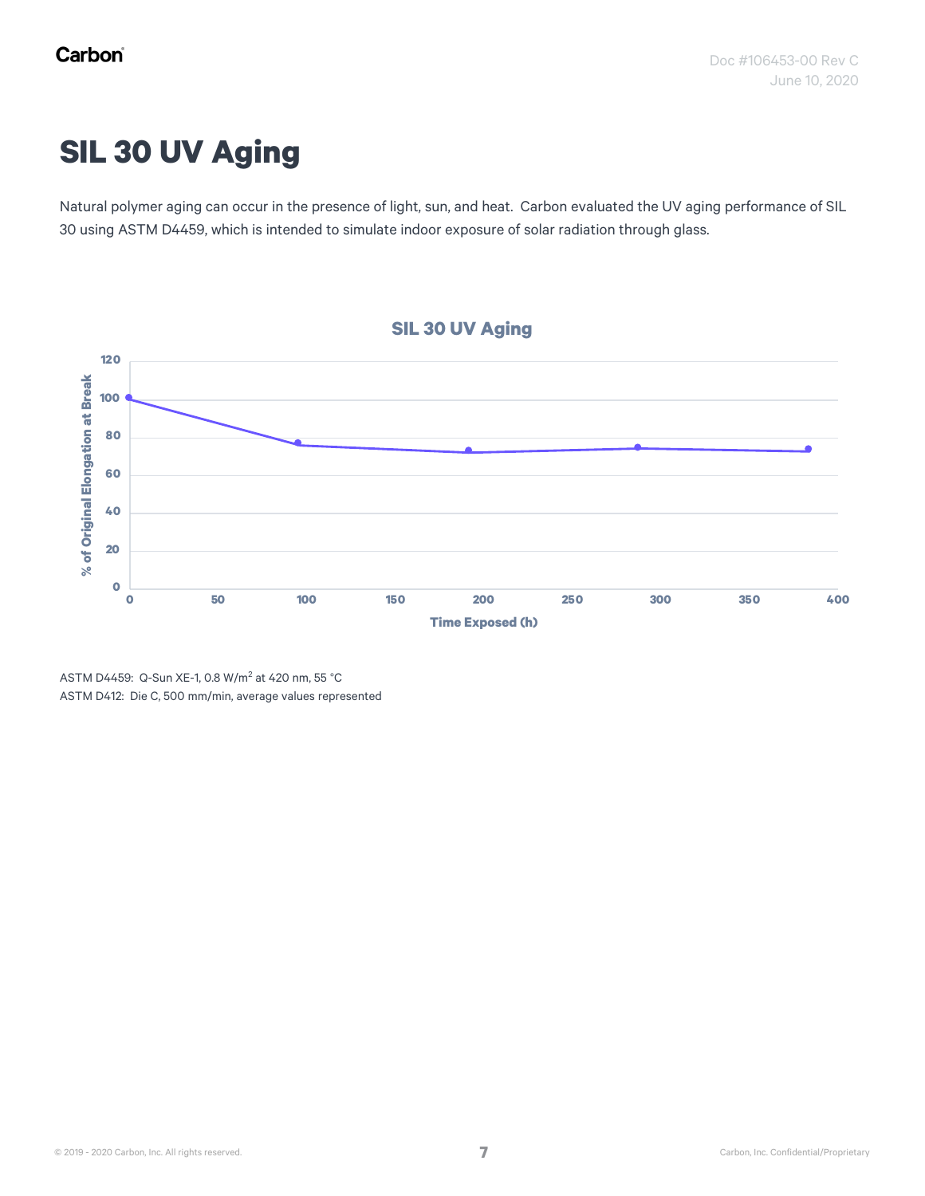# SIL 30 UV Aging

Natural polymer aging can occur in the presence of light, sun, and heat. Carbon evaluated the UV aging performance of SIL 30 using ASTM D4459, which is intended to simulate indoor exposure of solar radiation through glass.

ASTM D4459: Q-Sun XE-1, 0.8 W/m$^2$ at 420 nm, 55 °C

ASTM D412: Die C, 500 mm/min, average values represented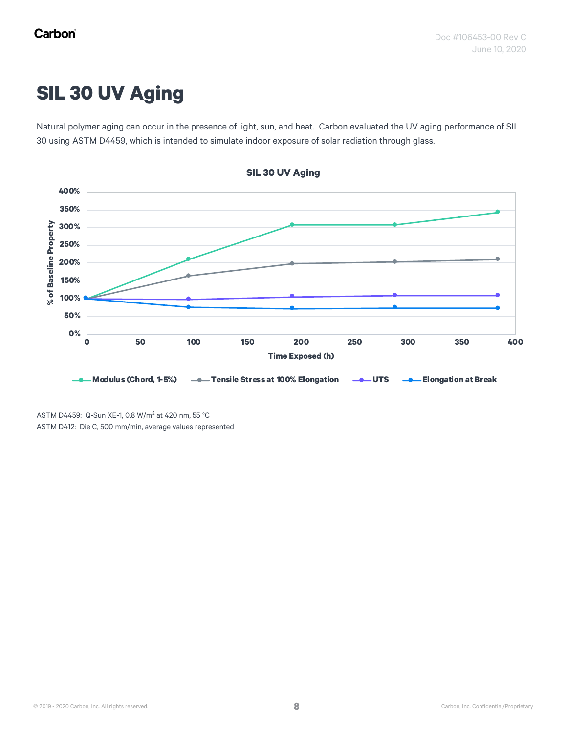# SIL 30 UV Aging

Natural polymer aging can occur in the presence of light, sun, and heat. Carbon evaluated the UV aging performance of SIL 30 using ASTM D4459, which is intended to simulate indoor exposure of solar radiation through glass.

**SIL 30 UV Aging**

% of Baseline Property vs. Time Exposed (h)

Legend: Modulus (Chord, 1-5%); Tensile Stress at 100% Elongation; UTS; Elongation at Break

ASTM D4459: Q-Sun XE-1, 0.8 W/m$^2$ at 420 nm, 55 °C
ASTM D412: Die C, 500 mm/min, average values represented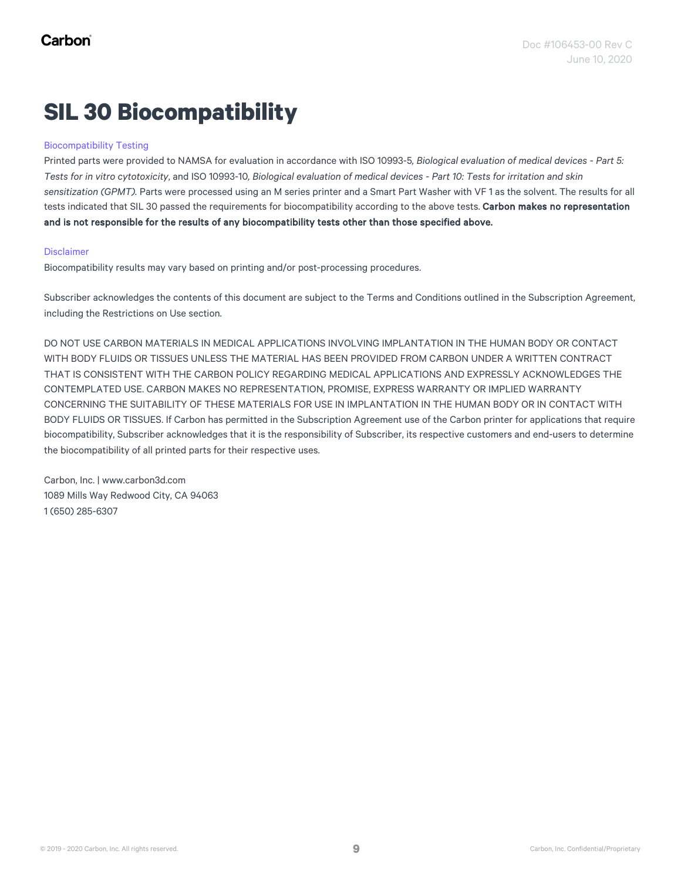# SIL 30 Biocompatibility

### Biocompatibility Testing

Printed parts were provided to NAMSA for evaluation in accordance with ISO 10993-5, *Biological evaluation of medical devices - Part 5: Tests for in vitro cytotoxicity*, and ISO 10993-10, *Biological evaluation of medical devices - Part 10: Tests for irritation and skin sensitization (GPMT).* Parts were processed using an M series printer and a Smart Part Washer with VF 1 as the solvent. The results for all tests indicated that SIL 30 passed the requirements for biocompatibility according to the above tests. **Carbon makes no representation and is not responsible for the results of any biocompatibility tests other than those specified above.**

### Disclaimer

Biocompatibility results may vary based on printing and/or post-processing procedures.

Subscriber acknowledges the contents of this document are subject to the Terms and Conditions outlined in the Subscription Agreement, including the Restrictions on Use section.

DO NOT USE CARBON MATERIALS IN MEDICAL APPLICATIONS INVOLVING IMPLANTATION IN THE HUMAN BODY OR CONTACT WITH BODY FLUIDS OR TISSUES UNLESS THE MATERIAL HAS BEEN PROVIDED FROM CARBON UNDER A WRITTEN CONTRACT THAT IS CONSISTENT WITH THE CARBON POLICY REGARDING MEDICAL APPLICATIONS AND EXPRESSLY ACKNOWLEDGES THE CONTEMPLATED USE. CARBON MAKES NO REPRESENTATION, PROMISE, EXPRESS WARRANTY OR IMPLIED WARRANTY CONCERNING THE SUITABILITY OF THESE MATERIALS FOR USE IN IMPLANTATION IN THE HUMAN BODY OR IN CONTACT WITH BODY FLUIDS OR TISSUES. If Carbon has permitted in the Subscription Agreement use of the Carbon printer for applications that require biocompatibility, Subscriber acknowledges that it is the responsibility of Subscriber, its respective customers and end-users to determine the biocompatibility of all printed parts for their respective uses.

Carbon, Inc. | www.carbon3d.com
1089 Mills Way Redwood City, CA 94063
1 (650) 285-6307